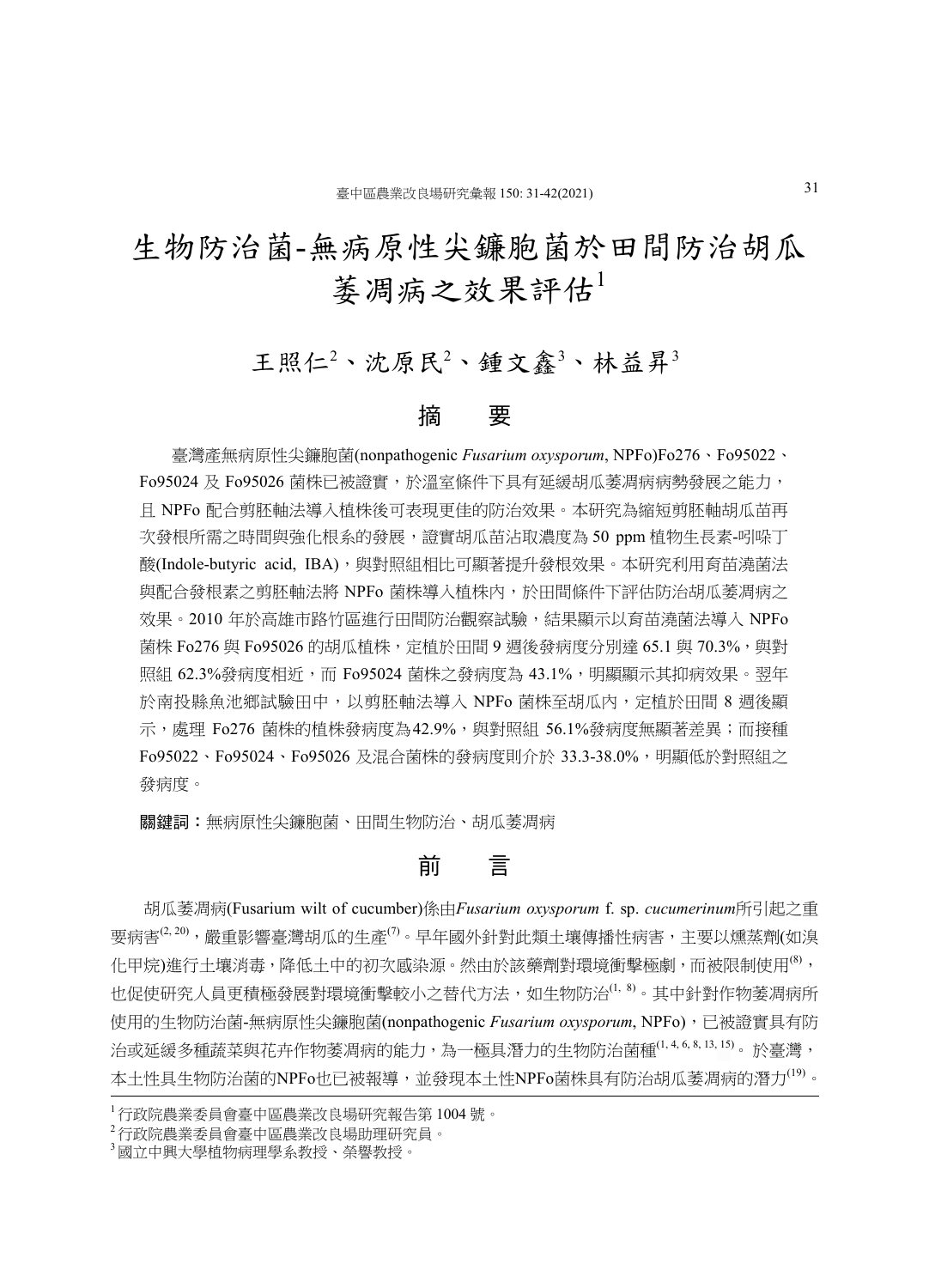# 生物防治菌-無病原性尖鐮胞菌於田間防治胡瓜萎凋病之效果評估[1]

王照仁[2]、沈原民[2]、鍾文鑫[3]、林益昇[3]

## 摘　要

臺灣產無病原性尖鐮胞菌(nonpathogenic *Fusarium oxysporum*, NPFo)Fo276、Fo95022、Fo95024 及 Fo95026 菌株已被證實，於溫室條件下具有延緩胡瓜萎凋病病勢發展之能力，且 NPFo 配合剪胚軸法導入植株後可表現更佳的防治效果。本研究為縮短剪胚軸胡瓜苗再次發根所需之時間與強化根系的發展，證實胡瓜苗沾取濃度為 50 ppm 植物生長素-吲哚丁酸(Indole-butyric acid, IBA)，與對照組相比可顯著提升發根效果。本研究利用育苗澆菌法與配合發根素之剪胚軸法將 NPFo 菌株導入植株內，於田間條件下評估防治胡瓜萎凋病之效果。2010 年於高雄市路竹區進行田間防治觀察試驗，結果顯示以育苗澆菌法導入 NPFo 菌株 Fo276 與 Fo95026 的胡瓜植株，定植於田間 9 週後發病度分別達 65.1 與 70.3%，與對照組 62.3%發病度相近，而 Fo95024 菌株之發病度為 43.1%，明顯顯示其抑病效果。翌年於南投縣魚池鄉試驗田中，以剪胚軸法導入 NPFo 菌株至胡瓜內，定植於田間 8 週後顯示，處理 Fo276 菌株的植株發病度為42.9%，與對照組 56.1%發病度無顯著差異；而接種 Fo95022、Fo95024、Fo95026 及混合菌株的發病度則介於 33.3-38.0%，明顯低於對照組之發病度。

**關鍵詞：**無病原性尖鐮胞菌、田間生物防治、胡瓜萎凋病

## 前　言

胡瓜萎凋病(Fusarium wilt of cucumber)係由*Fusarium oxysporum* f. sp. *cucumerinum*所引起之重要病害[2, 20]，嚴重影響臺灣胡瓜的生產[7]。早年國外針對此類土壤傳播性病害，主要以燻蒸劑(如溴化甲烷)進行土壤消毒，降低土中的初次感染源。然由於該藥劑對環境衝擊極劇，而被限制使用[8]，也促使研究人員更積極發展對環境衝擊較小之替代方法，如生物防治[1, 8)]。其中針對作物萎凋病所使用的生物防治菌-無病原性尖鐮胞菌(nonpathogenic *Fusarium oxysporum*, NPFo)，已被證實具有防治或延緩多種蔬菜與花卉作物萎凋病的能力，為一極具潛力的生物防治菌種[1, 4, 6, 8, 13, 15]。於臺灣，本土性具生物防治菌的NPFo也已被報導，並發現本土性NPFo菌株具有防治胡瓜萎凋病的潛力[19]。

---

[1] 行政院農業委員會臺中區農業改良場研究報告第 1004 號。
[2] 行政院農業委員會臺中區農業改良場助理研究員。
[3] 國立中興大學植物病理學系教授、榮譽教授。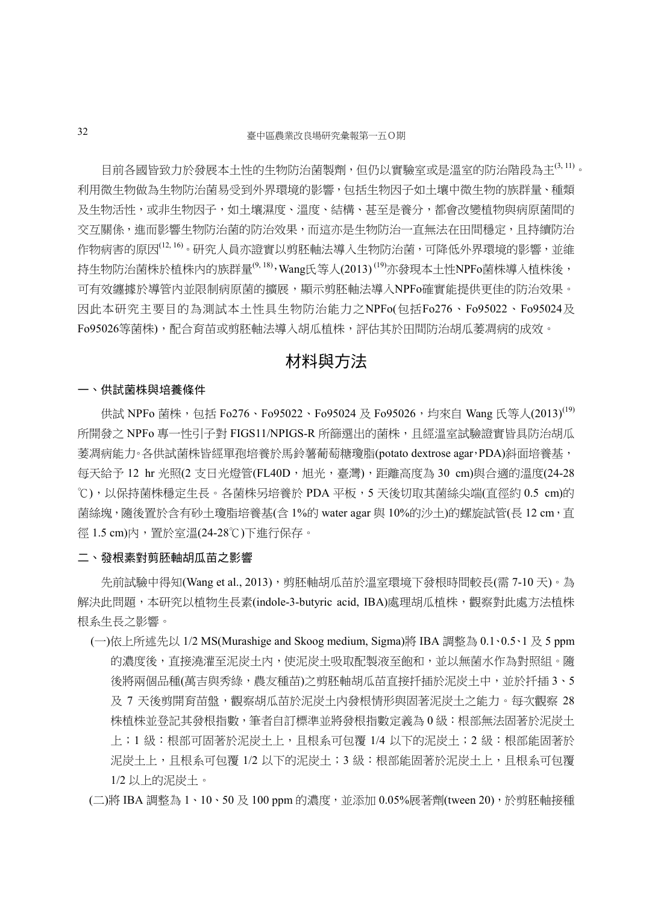目前各國皆致力於發展本土性的生物防治菌製劑，但仍以實驗室或是溫室的防治階段為主[3, 11]。利用微生物做為生物防治菌易受到外界環境的影響，包括生物因子如土壤中微生物的族群量、種類及生物活性，或非生物因子，如土壤濕度、溫度、結構、甚至是養分，都會改變植物與病原菌間的交互關係，進而影響生物防治菌的防治效果，而這亦是生物防治一直無法在田間穩定，且持續防治作物病害的原因[12, 16]。研究人員亦證實以剪胚軸法導入生物防治菌，可降低外界環境的影響，並維持生物防治菌株於植株內的族群量[9, 18]，Wang氏等人(2013)[19]亦發現本土性NPFo菌株導入植株後，可有效纏據於導管內並限制病原菌的擴展，顯示剪胚軸法導入NPFo確實能提供更佳的防治效果。因此本研究主要目的為測試本土性具生物防治能力之NPFo(包括Fo276、Fo95022、Fo95024及Fo95026等菌株)，配合育苗或剪胚軸法導入胡瓜植株，評估其於田間防治胡瓜萎凋病的成效。

# 材料與方法

## 一、供試菌株與培養條件

供試 NPFo 菌株，包括 Fo276、Fo95022、Fo95024 及 Fo95026，均來自 Wang 氏等人(2013)[19]所開發之 NPFo 專一性引子對 FIGS11/NPIGS-R 所篩選出的菌株，且經溫室試驗證實皆具防治胡瓜萎凋病能力。各供試菌株皆經單孢培養於馬鈴薯葡萄糖瓊脂(potato dextrose agar，PDA)斜面培養基，每天給予 12 hr 光照(2 支日光燈管(FL40D，旭光，臺灣)，距離高度為 30 cm)與合適的溫度(24-28 ℃)，以保持菌株穩定生長。各菌株另培養於 PDA 平板，5 天後切取其菌絲尖端(直徑約 0.5 cm)的菌絲塊，隨後置於含有砂土瓊脂培養基(含 1%的 water agar 與 10%的沙土)的螺旋試管(長 12 cm，直徑 1.5 cm)內，置於室溫(24-28℃)下進行保存。

## 二、發根素對剪胚軸胡瓜苗之影響

先前試驗中得知(Wang et al., 2013)，剪胚軸胡瓜苗於溫室環境下發根時間較長(需 7-10 天)。為解決此問題，本研究以植物生長素(indole-3-butyric acid, IBA)處理胡瓜植株，觀察對此處方法植株根系生長之影響。

(一)依上所述先以 1/2 MS(Murashige and Skoog medium, Sigma)將 IBA 調整為 0.1、0.5、1 及 5 ppm 的濃度後，直接澆灌至泥炭土內，使泥炭土吸取配製液至飽和，並以無菌水作為對照組。隨後將兩個品種(萬吉與秀綠，農友種苗)之剪胚軸胡瓜苗直接扦插於泥炭土中，並於扦插 3、5 及 7 天後剪開育苗盤，觀察胡瓜苗於泥炭土內發根情形與固著泥炭土之能力。每次觀察 28 株植株並登記其發根指數，筆者自訂標準並將發根指數定義為 0 級：根部無法固著於泥炭土上；1 級：根部可固著於泥炭土上，且根系可包覆 1/4 以下的泥炭土；2 級：根部能固著於泥炭土上，且根系可包覆 1/2 以下的泥炭土；3 級：根部能固著於泥炭土上，且根系可包覆 1/2 以上的泥炭土。

(二)將 IBA 調整為 1、10、50 及 100 ppm 的濃度，並添加 0.05%展著劑(tween 20)，於剪胚軸接種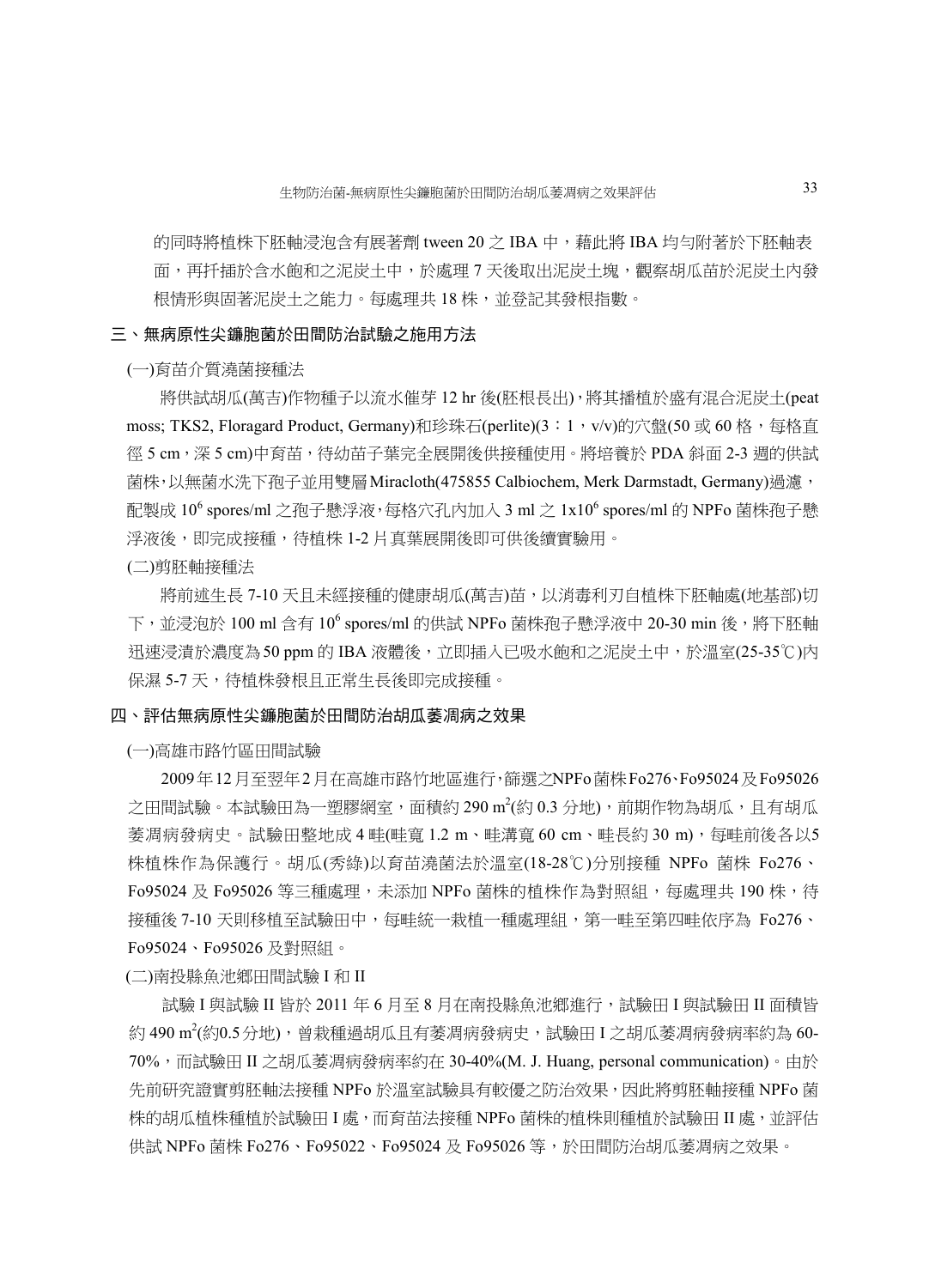的同時將植株下胚軸浸泡含有展著劑 tween 20 之 IBA 中，藉此將 IBA 均勻附著於下胚軸表面，再扦插於含水飽和之泥炭土中，於處理 7 天後取出泥炭土塊，觀察胡瓜苗於泥炭土內發根情形與固著泥炭土之能力。每處理共 18 株，並登記其發根指數。

## 三、無病原性尖鐮胞菌於田間防治試驗之施用方法

(一)育苗介質澆菌接種法

將供試胡瓜(萬吉)作物種子以流水催芽 12 hr 後(胚根長出)，將其播植於盛有混合泥炭土(peat moss; TKS2, Floragard Product, Germany)和珍珠石(perlite)(3：1，v/v)的穴盤(50 或 60 格，每格直徑 5 cm，深 5 cm)中育苗，待幼苗子葉完全展開後供接種使用。將培養於 PDA 斜面 2-3 週的供試菌株，以無菌水洗下孢子並用雙層 Miracloth(475855 Calbiochem, Merk Darmstadt, Germany)過濾，配製成 $10^6$ spores/ml 之孢子懸浮液，每格穴孔內加入 3 ml 之 $1\times10^6$ spores/ml 的 NPFo 菌株孢子懸浮液後，即完成接種，待植株 1-2 片真葉展開後即可供後續實驗用。

(二)剪胚軸接種法

將前述生長 7-10 天且未經接種的健康胡瓜(萬吉)苗，以消毒利刃自植株下胚軸處(地基部)切下，並浸泡於 100 ml 含有 $10^6$ spores/ml 的供試 NPFo 菌株孢子懸浮液中 20-30 min 後，將下胚軸迅速浸漬於濃度為 50 ppm 的 IBA 液體後，立即插入已吸水飽和之泥炭土中，於溫室(25-35℃)內保濕 5-7 天，待植株發根且正常生長後即完成接種。

## 四、評估無病原性尖鐮胞菌於田間防治胡瓜萎凋病之效果

(一)高雄市路竹區田間試驗

2009 年 12 月至翌年 2 月在高雄市路竹地區進行，篩選之NPFo菌株Fo276、Fo95024 及 Fo95026 之田間試驗。本試驗田為一塑膠網室，面積約 290 $m^2$(約 0.3 分地)，前期作物為胡瓜，且有胡瓜萎凋病發病史。試驗田整地成 4 畦(畦寬 1.2 m、畦溝寬 60 cm、畦長約 30 m)，每畦前後各以5 株植株作為保護行。胡瓜(秀綠)以育苗澆菌法於溫室(18-28℃)分別接種 NPFo 菌株 Fo276、Fo95024 及 Fo95026 等三種處理，未添加 NPFo 菌株的植株作為對照組，每處理共 190 株，待接種後 7-10 天則移植至試驗田中，每畦統一栽植一種處理組，第一畦至第四畦依序為 Fo276、Fo95024、Fo95026 及對照組。

(二)南投縣魚池鄉田間試驗 I 和 II

試驗 I 與試驗 II 皆於 2011 年 6 月至 8 月在南投縣魚池鄉進行，試驗田 I 與試驗田 II 面積皆約 490 $m^2$(約0.5 分地)，曾栽種過胡瓜且有萎凋病發病史，試驗田 I 之胡瓜萎凋病發病率約為 60-70%，而試驗田 II 之胡瓜萎凋病發病率約在 30-40%(M. J. Huang, personal communication)。由於先前研究證實剪胚軸法接種 NPFo 於溫室試驗具有較優之防治效果，因此將剪胚軸接種 NPFo 菌株的胡瓜植株種植於試驗田 I 處，而育苗法接種 NPFo 菌株的植株則種植於試驗田 II 處，並評估供試 NPFo 菌株 Fo276、Fo95022、Fo95024 及 Fo95026 等，於田間防治胡瓜萎凋病之效果。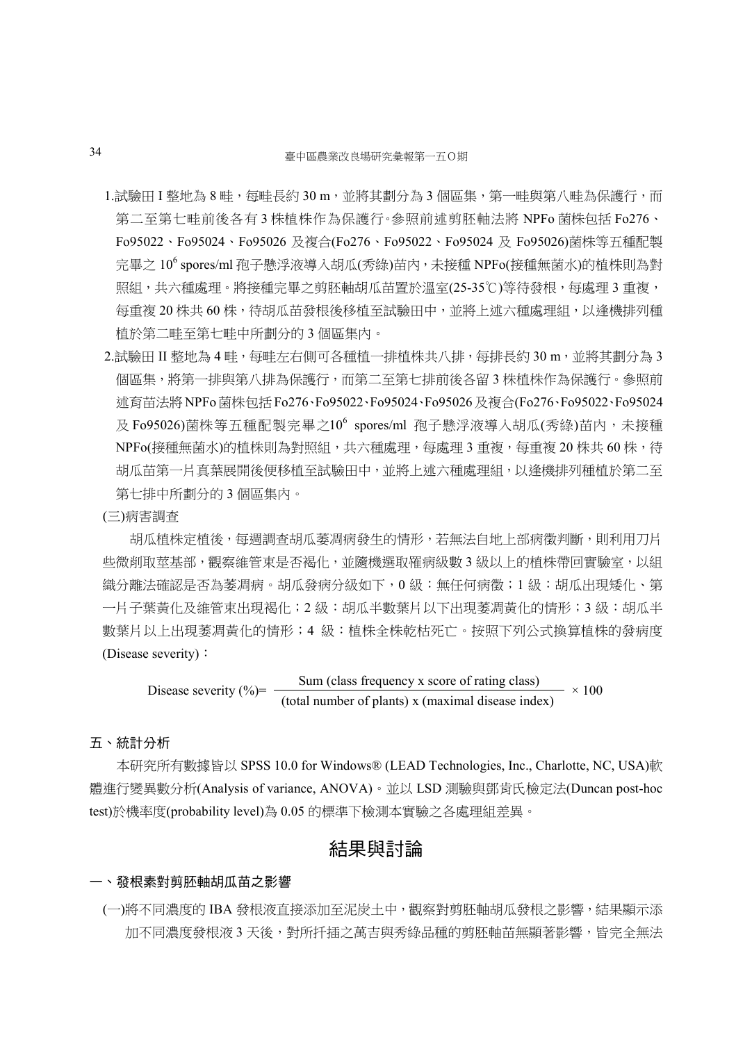1.試驗田 I 整地為 8 畦，每畦長約 30 m，並將其劃分為 3 個區集，第一畦與第八畦為保護行，而第二至第七畦前後各有 3 株植株作為保護行。參照前述剪胚軸法將 NPFo 菌株包括 Fo276、Fo95022、Fo95024、Fo95026 及複合(Fo276、Fo95022、Fo95024 及 Fo95026)菌株等五種配製完畢之 $10^6$ spores/ml 孢子懸浮液導入胡瓜(秀綠)苗內，未接種 NPFo(接種無菌水)的植株則為對照組，共六種處理。將接種完畢之剪胚軸胡瓜苗置於溫室(25-35℃)等待發根，每處理 3 重複，每重複 20 株共 60 株，待胡瓜苗發根後移植至試驗田中，並將上述六種處理組，以逢機排列種植於第二畦至第七畦中所劃分的 3 個區集內。

2.試驗田 II 整地為 4 畦，每畦左右側可各種植一排植株共八排，每排長約 30 m，並將其劃分為 3 個區集，將第一排與第八排為保護行，而第二至第七排前後各留 3 株植株作為保護行。參照前述育苗法將 NPFo 菌株包括 Fo276、Fo95022、Fo95024、Fo95026 及複合(Fo276、Fo95022、Fo95024 及 Fo95026)菌株等五種配製完畢之$10^6$ spores/ml 孢子懸浮液導入胡瓜(秀綠)苗內，未接種 NPFo(接種無菌水)的植株則為對照組，共六種處理，每處理 3 重複，每重複 20 株共 60 株，待胡瓜苗第一片真葉展開後便移植至試驗田中，並將上述六種處理組，以逢機排列種植於第二至第七排中所劃分的 3 個區集內。

(三)病害調查

胡瓜植株定植後，每週調查胡瓜萎凋病發生的情形，若無法自地上部病徵判斷，則利用刀片些微削取莖基部，觀察維管束是否褐化，並隨機選取罹病級數 3 級以上的植株帶回實驗室，以組織分離法確認是否為萎凋病。胡瓜發病分級如下，0 級：無任何病徵；1 級：胡瓜出現矮化、第一片子葉黃化及維管束出現褐化；2 級：胡瓜半數葉片以下出現萎凋黃化的情形；3 級：胡瓜半數葉片以上出現萎凋黃化的情形；4 級：植株全株乾枯死亡。按照下列公式換算植株的發病度(Disease severity)：

$$\text{Disease severity (\%)} = \frac{\text{Sum (class frequency x score of rating class)}}{\text{(total number of plants) x (maximal disease index)}} \times 100$$

## 五、統計分析

本研究所有數據皆以 SPSS 10.0 for Windows® (LEAD Technologies, Inc., Charlotte, NC, USA)軟體進行變異數分析(Analysis of variance, ANOVA)。並以 LSD 測驗與鄧肯氏檢定法(Duncan post-hoc test)於機率度(probability level)為 0.05 的標準下檢測本實驗之各處理組差異。

# 結果與討論

## 一、發根素對剪胚軸胡瓜苗之影響

(一)將不同濃度的 IBA 發根液直接添加至泥炭土中，觀察對剪胚軸胡瓜發根之影響，結果顯示添加不同濃度發根液 3 天後，對所扦插之萬吉與秀綠品種的剪胚軸苗無顯著影響，皆完全無法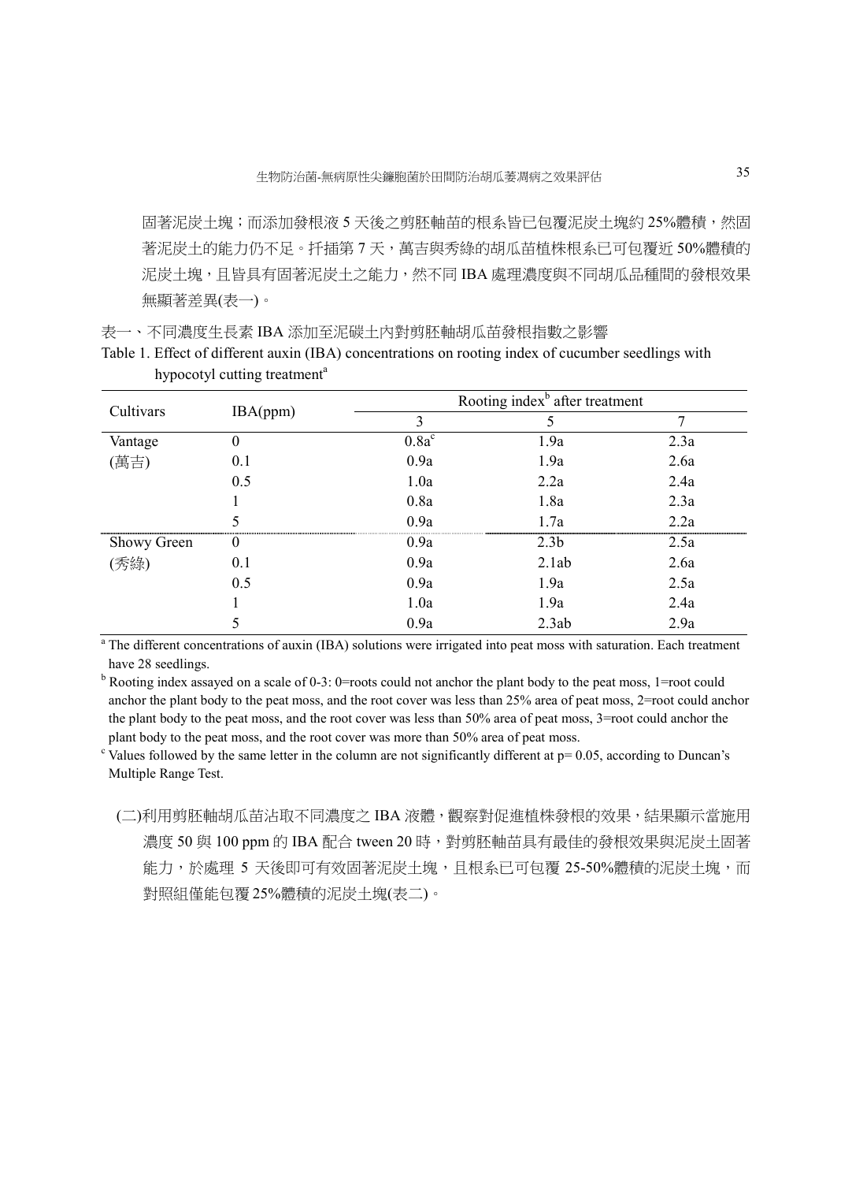固著泥炭土塊；而添加發根液 5 天後之剪胚軸苗的根系皆已包覆泥炭土塊約 25%體積，然固著泥炭土的能力仍不足。扦插第 7 天，萬吉與秀綠的胡瓜苗植株根系已可包覆近 50%體積的泥炭土塊，且皆具有固著泥炭土之能力，然不同 IBA 處理濃度與不同胡瓜品種間的發根效果無顯著差異(表一)。

表一、不同濃度生長素 IBA 添加至泥碳土內對剪胚軸胡瓜苗發根指數之影響

Table 1. Effect of different auxin (IBA) concentrations on rooting index of cucumber seedlings with hypocotyl cutting treatment[a]

| Cultivars | IBA(ppm) | Rooting index[b] after treatment | | |
|---|---|---|---|---|
| | | 3 | 5 | 7 |
| Vantage | 0 | 0.8a[c] | 1.9a | 2.3a |
| (萬吉) | 0.1 | 0.9a | 1.9a | 2.6a |
| | 0.5 | 1.0a | 2.2a | 2.4a |
| | 1 | 0.8a | 1.8a | 2.3a |
| | 5 | 0.9a | 1.7a | 2.2a |
| Showy Green | 0 | 0.9a | 2.3b | 2.5a |
| (秀綠) | 0.1 | 0.9a | 2.1ab | 2.6a |
| | 0.5 | 0.9a | 1.9a | 2.5a |
| | 1 | 1.0a | 1.9a | 2.4a |
| | 5 | 0.9a | 2.3ab | 2.9a |

[a] The different concentrations of auxin (IBA) solutions were irrigated into peat moss with saturation. Each treatment have 28 seedlings.

[b] Rooting index assayed on a scale of 0-3: 0=roots could not anchor the plant body to the peat moss, 1=root could anchor the plant body to the peat moss, and the root cover was less than 25% area of peat moss, 2=root could anchor the plant body to the peat moss, and the root cover was less than 50% area of peat moss, 3=root could anchor the plant body to the peat moss, and the root cover was more than 50% area of peat moss.

[c] Values followed by the same letter in the column are not significantly different at p= 0.05, according to Duncan's Multiple Range Test.

(二)利用剪胚軸胡瓜苗沾取不同濃度之 IBA 液體，觀察對促進植株發根的效果，結果顯示當施用濃度 50 與 100 ppm 的 IBA 配合 tween 20 時，對剪胚軸苗具有最佳的發根效果與泥炭土固著能力，於處理 5 天後即可有效固著泥炭土塊，且根系已可包覆 25-50%體積的泥炭土塊，而對照組僅能包覆 25%體積的泥炭土塊(表二)。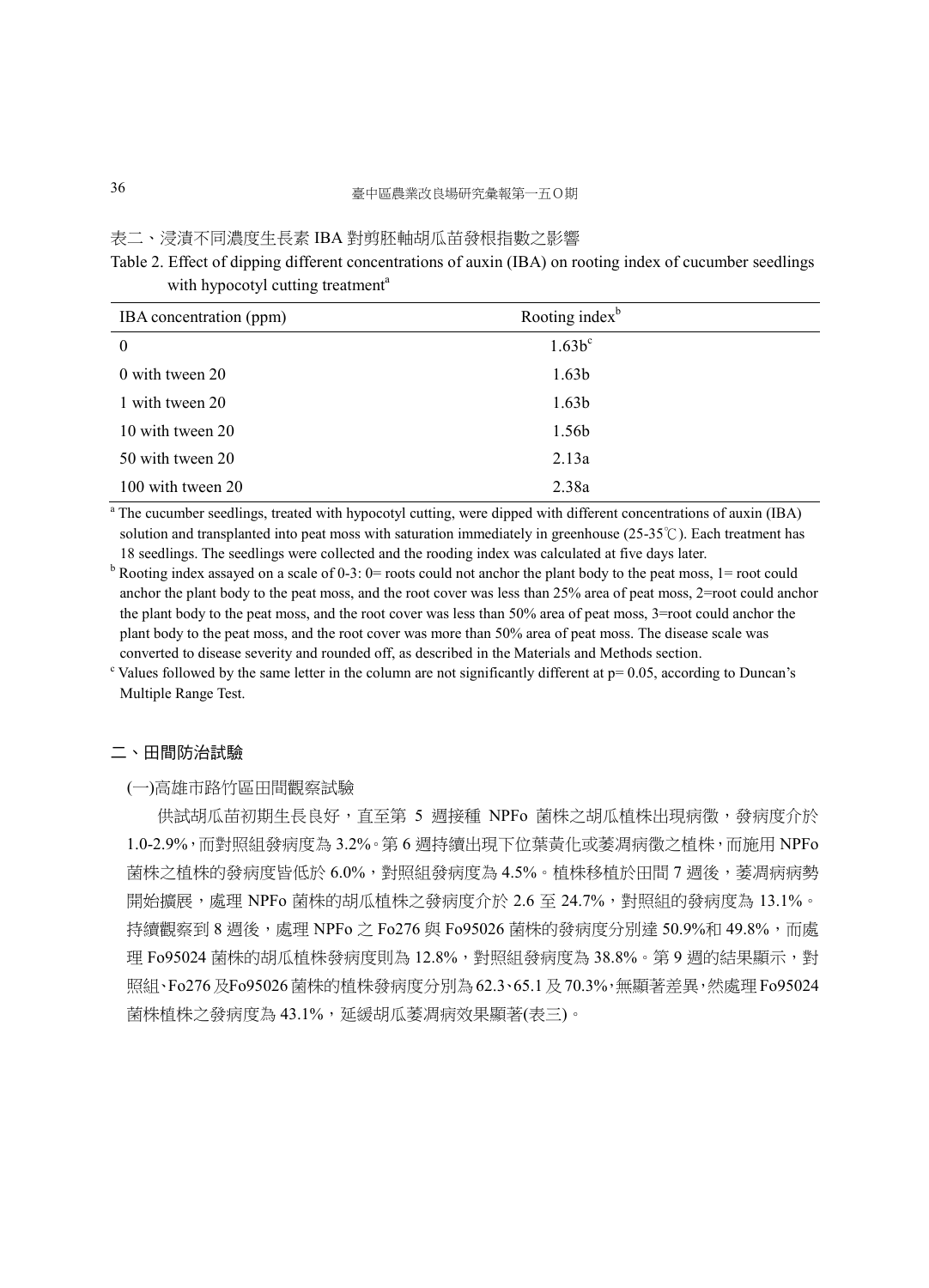表二、浸漬不同濃度生長素 IBA 對剪胚軸胡瓜苗發根指數之影響

Table 2. Effect of dipping different concentrations of auxin (IBA) on rooting index of cucumber seedlings with hypocotyl cutting treatment[a]

| IBA concentration (ppm) | Rooting index[b] |
|---|---|
| 0 | 1.63b[c] |
| 0 with tween 20 | 1.63b |
| 1 with tween 20 | 1.63b |
| 10 with tween 20 | 1.56b |
| 50 with tween 20 | 2.13a |
| 100 with tween 20 | 2.38a |

[a] The cucumber seedlings, treated with hypocotyl cutting, were dipped with different concentrations of auxin (IBA) solution and transplanted into peat moss with saturation immediately in greenhouse (25-35℃). Each treatment has 18 seedlings. The seedlings were collected and the rooding index was calculated at five days later.

[b] Rooting index assayed on a scale of 0-3: 0= roots could not anchor the plant body to the peat moss, 1= root could anchor the plant body to the peat moss, and the root cover was less than 25% area of peat moss, 2=root could anchor the plant body to the peat moss, and the root cover was less than 50% area of peat moss, 3=root could anchor the plant body to the peat moss, and the root cover was more than 50% area of peat moss. The disease scale was converted to disease severity and rounded off, as described in the Materials and Methods section.

[c] Values followed by the same letter in the column are not significantly different at p= 0.05, according to Duncan's Multiple Range Test.

## 二、田間防治試驗

(一)高雄市路竹區田間觀察試驗

供試胡瓜苗初期生長良好，直至第 5 週接種 NPFo 菌株之胡瓜植株出現病徵，發病度介於 1.0-2.9%，而對照組發病度為 3.2%。第 6 週持續出現下位葉黃化或萎凋病徵之植株，而施用 NPFo 菌株之植株的發病度皆低於 6.0%，對照組發病度為 4.5%。植株移植於田間 7 週後，萎凋病病勢開始擴展，處理 NPFo 菌株的胡瓜植株之發病度介於 2.6 至 24.7%，對照組的發病度為 13.1%。持續觀察到 8 週後，處理 NPFo 之 Fo276 與 Fo95026 菌株的發病度分別達 50.9%和 49.8%，而處理 Fo95024 菌株的胡瓜植株發病度則為 12.8%，對照組發病度為 38.8%。第 9 週的結果顯示，對照組、Fo276 及Fo95026 菌株的植株發病度分別為 62.3、65.1 及 70.3%，無顯著差異，然處理 Fo95024 菌株植株之發病度為 43.1%，延緩胡瓜萎凋病效果顯著(表三)。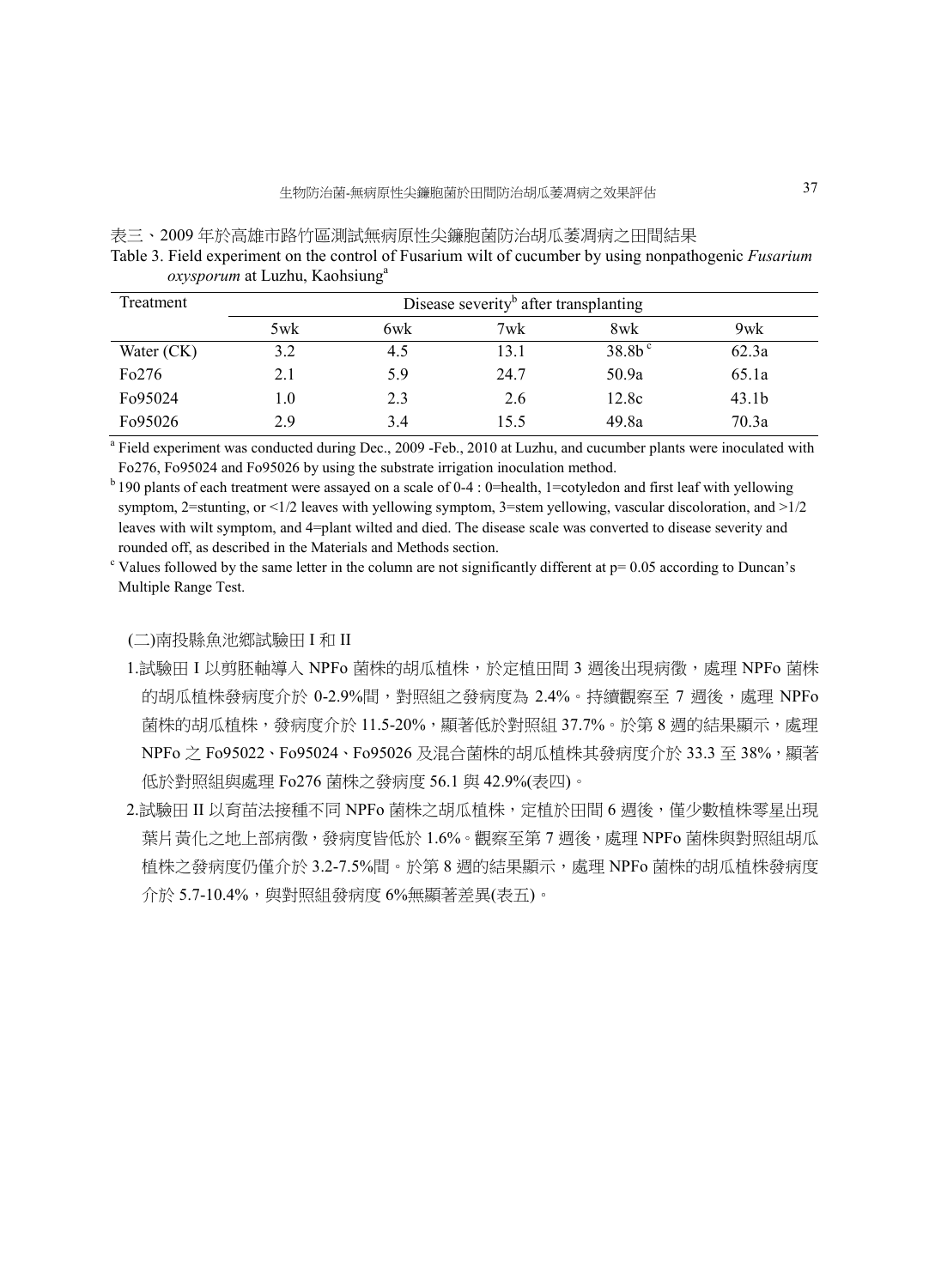表三、2009 年於高雄市路竹區測試無病原性尖鐮胞菌防治胡瓜萎凋病之田間結果

Table 3. Field experiment on the control of Fusarium wilt of cucumber by using nonpathogenic *Fusarium oxysporum* at Luzhu, Kaohsiung[a]

| Treatment | Disease severity[b] after transplanting | | | | |
|---|---|---|---|---|---|
| | 5wk | 6wk | 7wk | 8wk | 9wk |
| Water (CK) | 3.2 | 4.5 | 13.1 | 38.8b[c] | 62.3a |
| Fo276 | 2.1 | 5.9 | 24.7 | 50.9a | 65.1a |
| Fo95024 | 1.0 | 2.3 | 2.6 | 12.8c | 43.1b |
| Fo95026 | 2.9 | 3.4 | 15.5 | 49.8a | 70.3a |

[a] Field experiment was conducted during Dec., 2009 -Feb., 2010 at Luzhu, and cucumber plants were inoculated with Fo276, Fo95024 and Fo95026 by using the substrate irrigation inoculation method.

[b] 190 plants of each treatment were assayed on a scale of 0-4 : 0=health, 1=cotyledon and first leaf with yellowing symptom, 2=stunting, or <1/2 leaves with yellowing symptom, 3=stem yellowing, vascular discoloration, and >1/2 leaves with wilt symptom, and 4=plant wilted and died. The disease scale was converted to disease severity and rounded off, as described in the Materials and Methods section.

[c] Values followed by the same letter in the column are not significantly different at p= 0.05 according to Duncan's Multiple Range Test.

(二)南投縣魚池鄉試驗田 I 和 II

1.試驗田 I 以剪胚軸導入 NPFo 菌株的胡瓜植株，於定植田間 3 週後出現病徵，處理 NPFo 菌株的胡瓜植株發病度介於 0-2.9%間，對照組之發病度為 2.4%。持續觀察至 7 週後，處理 NPFo 菌株的胡瓜植株，發病度介於 11.5-20%，顯著低於對照組 37.7%。於第 8 週的結果顯示，處理 NPFo 之 Fo95022、Fo95024、Fo95026 及混合菌株的胡瓜植株其發病度介於 33.3 至 38%，顯著低於對照組與處理 Fo276 菌株之發病度 56.1 與 42.9%(表四)。

2.試驗田 II 以育苗法接種不同 NPFo 菌株之胡瓜植株，定植於田間 6 週後，僅少數植株零星出現葉片黃化之地上部病徵，發病度皆低於 1.6%。觀察至第 7 週後，處理 NPFo 菌株與對照組胡瓜植株之發病度仍僅介於 3.2-7.5%間。於第 8 週的結果顯示，處理 NPFo 菌株的胡瓜植株發病度介於 5.7-10.4%，與對照組發病度 6%無顯著差異(表五)。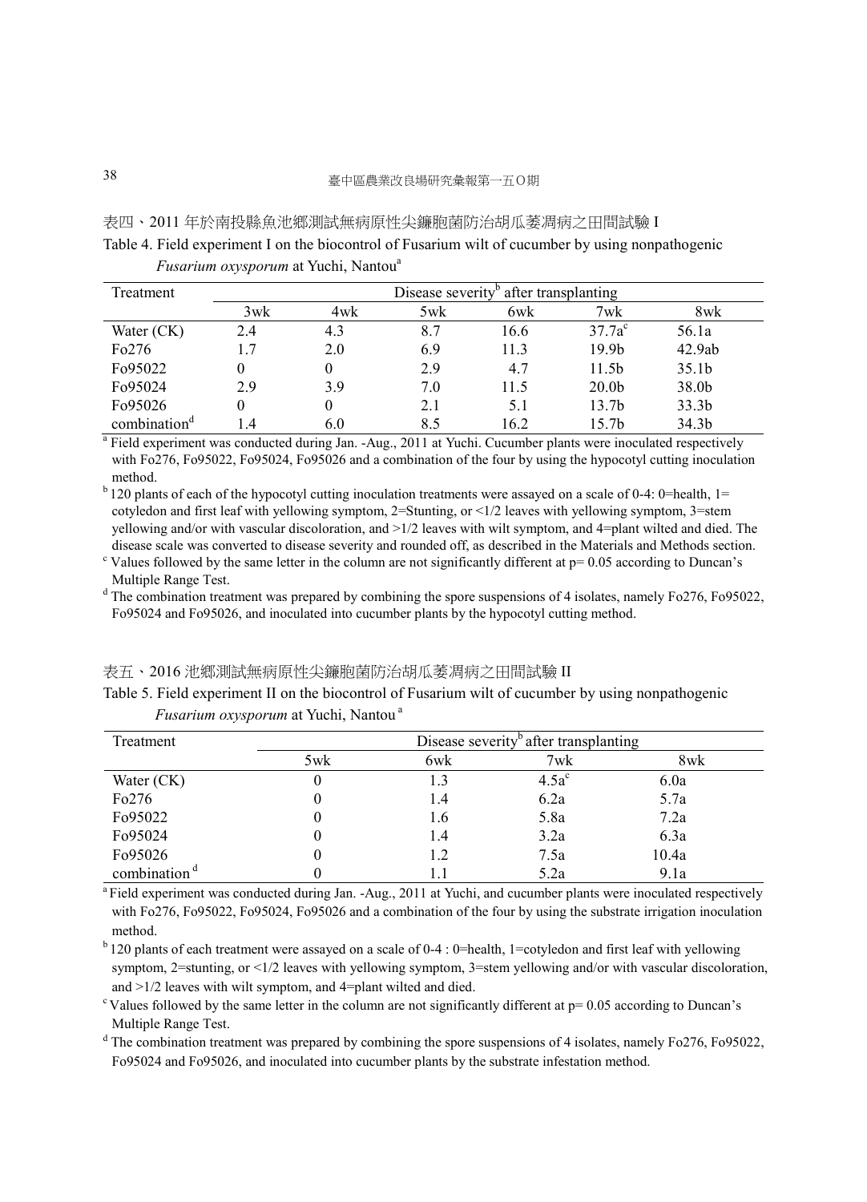表四、2011 年於南投縣魚池鄉測試無病原性尖鐮胞菌防治胡瓜萎凋病之田間試驗 I

Table 4. Field experiment I on the biocontrol of Fusarium wilt of cucumber by using nonpathogenic *Fusarium oxysporum* at Yuchi, Nantou[a]

| Treatment | Disease severity[b] after transplanting | | | | | |
|---|---|---|---|---|---|---|
| | 3wk | 4wk | 5wk | 6wk | 7wk | 8wk |
| Water (CK) | 2.4 | 4.3 | 8.7 | 16.6 | 37.7a[c] | 56.1a |
| Fo276 | 1.7 | 2.0 | 6.9 | 11.3 | 19.9b | 42.9ab |
| Fo95022 | 0 | 0 | 2.9 | 4.7 | 11.5b | 35.1b |
| Fo95024 | 2.9 | 3.9 | 7.0 | 11.5 | 20.0b | 38.0b |
| Fo95026 | 0 | 0 | 2.1 | 5.1 | 13.7b | 33.3b |
| combination[d] | 1.4 | 6.0 | 8.5 | 16.2 | 15.7b | 34.3b |

[a] Field experiment was conducted during Jan. -Aug., 2011 at Yuchi. Cucumber plants were inoculated respectively with Fo276, Fo95022, Fo95024, Fo95026 and a combination of the four by using the hypocotyl cutting inoculation method.

[b] 120 plants of each of the hypocotyl cutting inoculation treatments were assayed on a scale of 0-4: 0=health, 1= cotyledon and first leaf with yellowing symptom, 2=Stunting, or <1/2 leaves with yellowing symptom, 3=stem yellowing and/or with vascular discoloration, and >1/2 leaves with wilt symptom, and 4=plant wilted and died. The disease scale was converted to disease severity and rounded off, as described in the Materials and Methods section.

[c] Values followed by the same letter in the column are not significantly different at p= 0.05 according to Duncan's Multiple Range Test.

[d] The combination treatment was prepared by combining the spore suspensions of 4 isolates, namely Fo276, Fo95022, Fo95024 and Fo95026, and inoculated into cucumber plants by the hypocotyl cutting method.

表五、2016 池鄉測試無病原性尖鐮胞菌防治胡瓜萎凋病之田間試驗 II

Table 5. Field experiment II on the biocontrol of Fusarium wilt of cucumber by using nonpathogenic *Fusarium oxysporum* at Yuchi, Nantou[a]

| Treatment | Disease severity[b] after transplanting | | | |
|---|---|---|---|---|
| | 5wk | 6wk | 7wk | 8wk |
| Water (CK) | 0 | 1.3 | 4.5a[c] | 6.0a |
| Fo276 | 0 | 1.4 | 6.2a | 5.7a |
| Fo95022 | 0 | 1.6 | 5.8a | 7.2a |
| Fo95024 | 0 | 1.4 | 3.2a | 6.3a |
| Fo95026 | 0 | 1.2 | 7.5a | 10.4a |
| combination[d] | 0 | 1.1 | 5.2a | 9.1a |

[a] Field experiment was conducted during Jan. -Aug., 2011 at Yuchi, and cucumber plants were inoculated respectively with Fo276, Fo95022, Fo95024, Fo95026 and a combination of the four by using the substrate irrigation inoculation method.

[b] 120 plants of each treatment were assayed on a scale of 0-4 : 0=health, 1=cotyledon and first leaf with yellowing symptom, 2=stunting, or <1/2 leaves with yellowing symptom, 3=stem yellowing and/or with vascular discoloration, and >1/2 leaves with wilt symptom, and 4=plant wilted and died.

[c] Values followed by the same letter in the column are not significantly different at p= 0.05 according to Duncan's Multiple Range Test.

[d] The combination treatment was prepared by combining the spore suspensions of 4 isolates, namely Fo276, Fo95022, Fo95024 and Fo95026, and inoculated into cucumber plants by the substrate infestation method.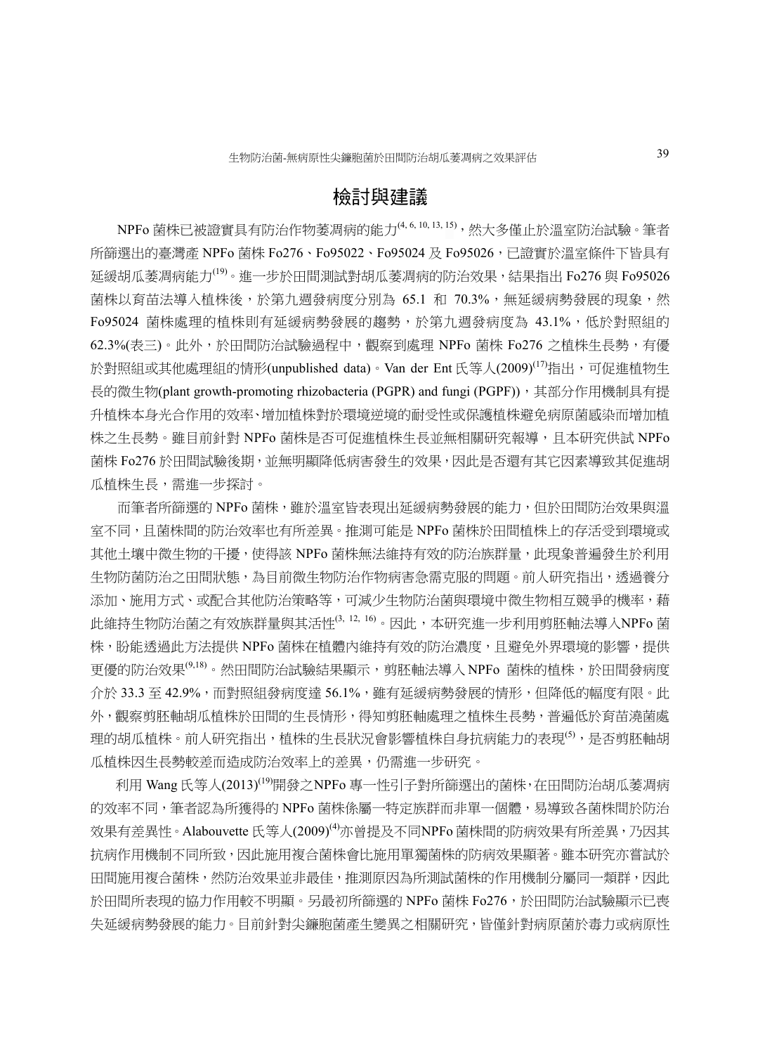## 檢討與建議

NPFo 菌株已被證實具有防治作物萎凋病的能力[4, 6, 10, 13, 15]，然大多僅止於溫室防治試驗。筆者所篩選出的臺灣產 NPFo 菌株 Fo276、Fo95022、Fo95024 及 Fo95026，已證實於溫室條件下皆具有延緩胡瓜萎凋病能力[19]。進一步於田間測試對胡瓜萎凋病的防治效果，結果指出 Fo276 與 Fo95026 菌株以育苗法導入植株後，於第九週發病度分別為 65.1 和 70.3%，無延緩病勢發展的現象，然 Fo95024 菌株處理的植株則有延緩病勢發展的趨勢，於第九週發病度為 43.1%，低於對照組的 62.3%(表三)。此外，於田間防治試驗過程中，觀察到處理 NPFo 菌株 Fo276 之植株生長勢，有優於對照組或其他處理組的情形(unpublished data)。Van der Ent 氏等人(2009)[17]指出，可促進植物生長的微生物(plant growth-promoting rhizobacteria (PGPR) and fungi (PGPF))，其部分作用機制具有提升植株本身光合作用的效率、增加植株對於環境逆境的耐受性或保護植株避免病原菌感染而增加植株之生長勢。雖目前針對 NPFo 菌株是否可促進植株生長並無相關研究報導，且本研究供試 NPFo 菌株 Fo276 於田間試驗後期，並無明顯降低病害發生的效果，因此是否還有其它因素導致其促進胡瓜植株生長，需進一步探討。

而筆者所篩選的 NPFo 菌株，雖於溫室皆表現出延緩病勢發展的能力，但於田間防治效果與溫室不同，且菌株間的防治效率也有所差異。推測可能是 NPFo 菌株於田間植株上的存活受到環境或其他土壤中微生物的干擾，使得該 NPFo 菌株無法維持有效的防治族群量，此現象普遍發生於利用生物防菌防治之田間狀態，為目前微生物防治作物病害急需克服的問題。前人研究指出，透過養分添加、施用方式、或配合其他防治策略等，可減少生物防治菌與環境中微生物相互競爭的機率，藉此維持生物防治菌之有效族群量與其活性[3, 12, 16]。因此，本研究進一步利用剪胚軸法導入NPFo 菌株，盼能透過此方法提供 NPFo 菌株在植體內維持有效的防治濃度，且避免外界環境的影響，提供更優的防治效果[9,18]。然田間防治試驗結果顯示，剪胚軸法導入 NPFo 菌株的植株，於田間發病度介於 33.3 至 42.9%，而對照組發病度達 56.1%，雖有延緩病勢發展的情形，但降低的幅度有限。此外，觀察剪胚軸胡瓜植株於田間的生長情形，得知剪胚軸處理之植株生長勢，普遍低於育苗澆菌處理的胡瓜植株。前人研究指出，植株的生長狀況會影響植株自身抗病能力的表現[5]，是否剪胚軸胡瓜植株因生長勢較差而造成防治效率上的差異，仍需進一步研究。

利用 Wang 氏等人(2013)[19]開發之NPFo 專一性引子對所篩選出的菌株，在田間防治胡瓜萎凋病的效率不同，筆者認為所獲得的 NPFo 菌株係屬一特定族群而非單一個體，易導致各菌株間於防治效果有差異性。Alabouvette 氏等人(2009)[4]亦曾提及不同NPFo 菌株間的防病效果有所差異，乃因其抗病作用機制不同所致，因此施用複合菌株會比施用單獨菌株的防病效果顯著。雖本研究亦嘗試於田間施用複合菌株，然防治效果並非最佳，推測原因為所測試菌株的作用機制分屬同一類群，因此於田間所表現的協力作用較不明顯。另最初所篩選的 NPFo 菌株 Fo276，於田間防治試驗顯示已喪失延緩病勢發展的能力。目前針對尖鐮胞菌產生變異之相關研究，皆僅針對病原菌於毒力或病原性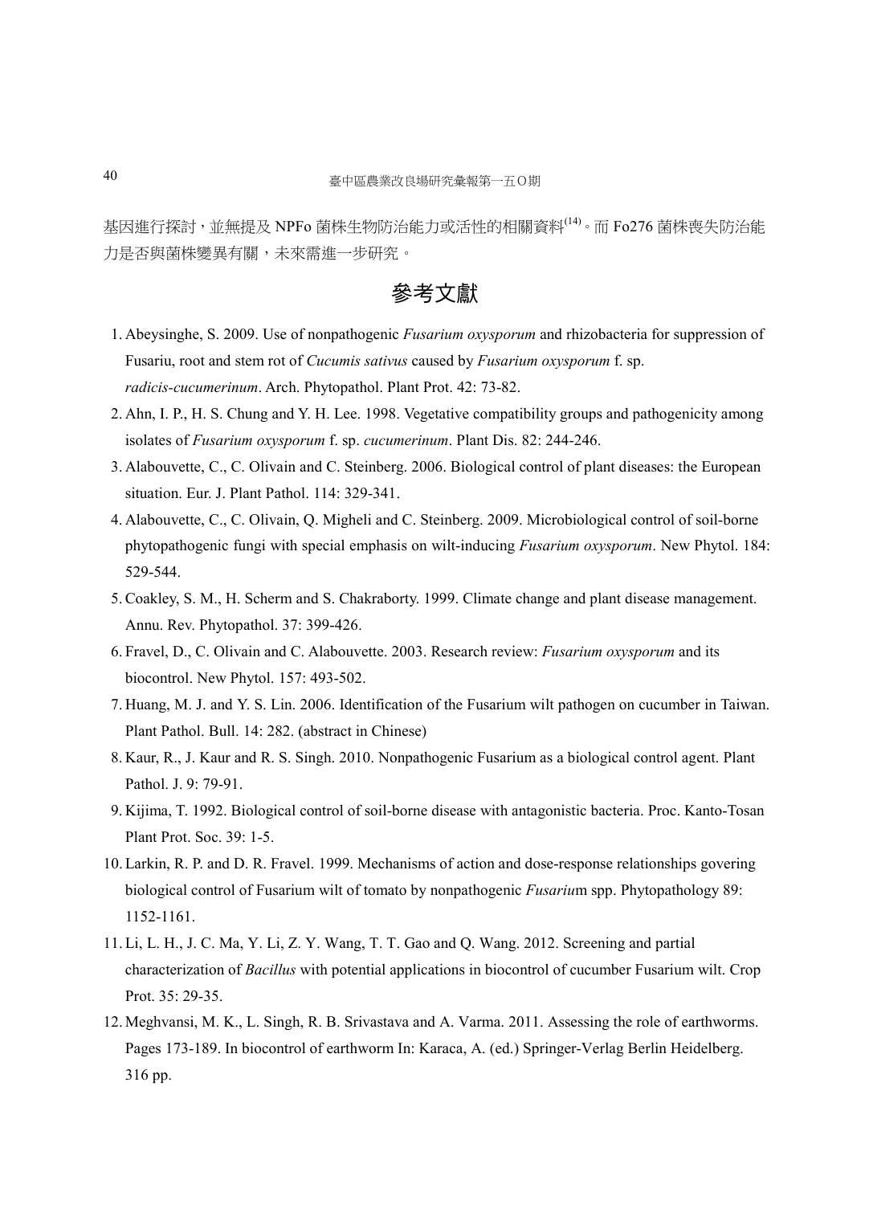基因進行探討，並無提及 NPFo 菌株生物防治能力或活性的相關資料[14]。而 Fo276 菌株喪失防治能力是否與菌株變異有關，未來需進一步研究。

## 參考文獻

1. Abeysinghe, S. 2009. Use of nonpathogenic *Fusarium oxysporum* and rhizobacteria for suppression of Fusariu, root and stem rot of *Cucumis sativus* caused by *Fusarium oxysporum* f. sp. *radicis-cucumerinum*. Arch. Phytopathol. Plant Prot. 42: 73-82.
2. Ahn, I. P., H. S. Chung and Y. H. Lee. 1998. Vegetative compatibility groups and pathogenicity among isolates of *Fusarium oxysporum* f. sp. *cucumerinum*. Plant Dis. 82: 244-246.
3. Alabouvette, C., C. Olivain and C. Steinberg. 2006. Biological control of plant diseases: the European situation. Eur. J. Plant Pathol. 114: 329-341.
4. Alabouvette, C., C. Olivain, Q. Migheli and C. Steinberg. 2009. Microbiological control of soil-borne phytopathogenic fungi with special emphasis on wilt-inducing *Fusarium oxysporum*. New Phytol. 184: 529-544.
5. Coakley, S. M., H. Scherm and S. Chakraborty. 1999. Climate change and plant disease management. Annu. Rev. Phytopathol. 37: 399-426.
6. Fravel, D., C. Olivain and C. Alabouvette. 2003. Research review: *Fusarium oxysporum* and its biocontrol. New Phytol. 157: 493-502.
7. Huang, M. J. and Y. S. Lin. 2006. Identification of the Fusarium wilt pathogen on cucumber in Taiwan. Plant Pathol. Bull. 14: 282. (abstract in Chinese)
8. Kaur, R., J. Kaur and R. S. Singh. 2010. Nonpathogenic Fusarium as a biological control agent. Plant Pathol. J. 9: 79-91.
9. Kijima, T. 1992. Biological control of soil-borne disease with antagonistic bacteria. Proc. Kanto-Tosan Plant Prot. Soc. 39: 1-5.
10. Larkin, R. P. and D. R. Fravel. 1999. Mechanisms of action and dose-response relationships govering biological control of Fusarium wilt of tomato by nonpathogenic *Fusariu*m spp. Phytopathology 89: 1152-1161.
11. Li, L. H., J. C. Ma, Y. Li, Z. Y. Wang, T. T. Gao and Q. Wang. 2012. Screening and partial characterization of *Bacillus* with potential applications in biocontrol of cucumber Fusarium wilt. Crop Prot. 35: 29-35.
12. Meghvansi, M. K., L. Singh, R. B. Srivastava and A. Varma. 2011. Assessing the role of earthworms. Pages 173-189. In biocontrol of earthworm In: Karaca, A. (ed.) Springer-Verlag Berlin Heidelberg. 316 pp.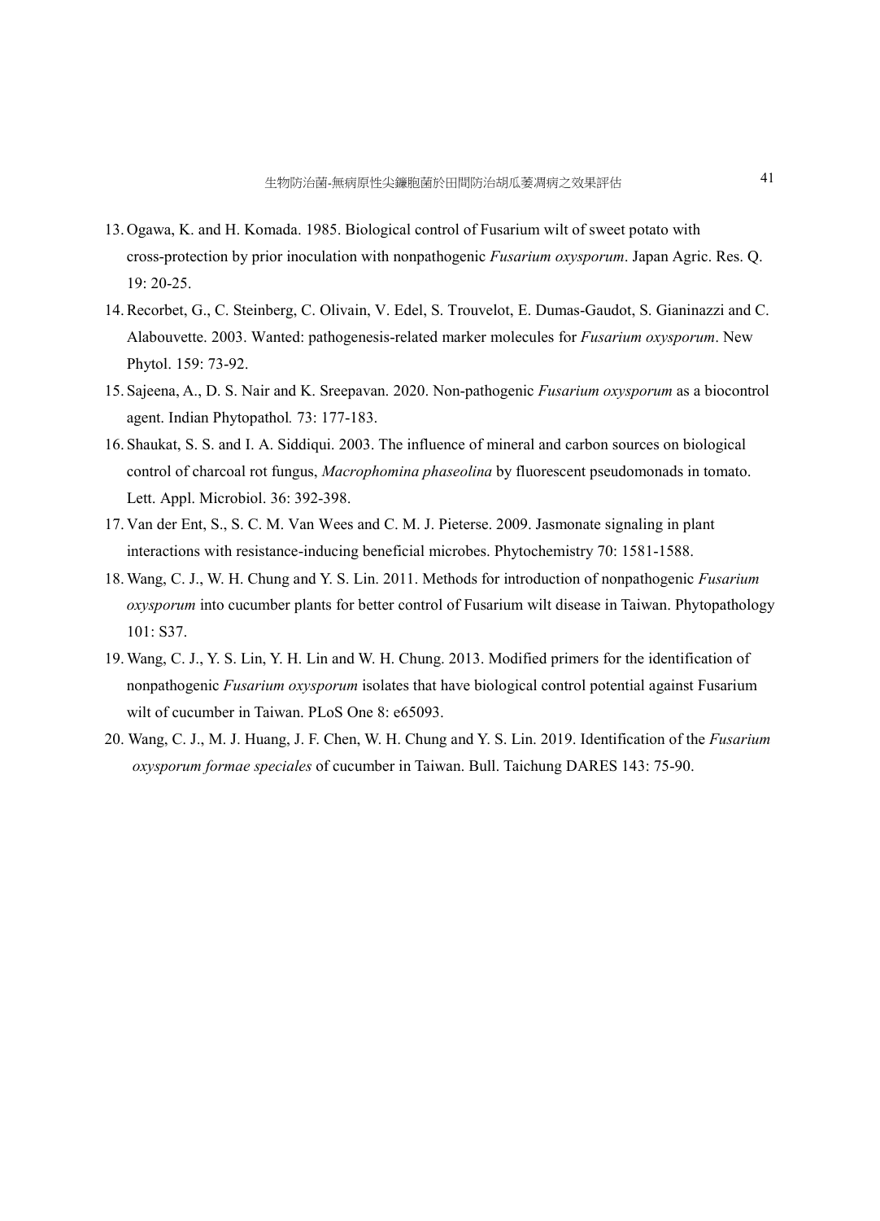13. Ogawa, K. and H. Komada. 1985. Biological control of Fusarium wilt of sweet potato with cross-protection by prior inoculation with nonpathogenic *Fusarium oxysporum*. Japan Agric. Res. Q. 19: 20-25.
14. Recorbet, G., C. Steinberg, C. Olivain, V. Edel, S. Trouvelot, E. Dumas-Gaudot, S. Gianinazzi and C. Alabouvette. 2003. Wanted: pathogenesis-related marker molecules for *Fusarium oxysporum*. New Phytol. 159: 73-92.
15. Sajeena, A., D. S. Nair and K. Sreepavan. 2020. Non-pathogenic *Fusarium oxysporum* as a biocontrol agent. Indian Phytopathol*.* 73: 177-183.
16. Shaukat, S. S. and I. A. Siddiqui. 2003. The influence of mineral and carbon sources on biological control of charcoal rot fungus, *Macrophomina phaseolina* by fluorescent pseudomonads in tomato. Lett. Appl. Microbiol. 36: 392-398.
17. Van der Ent, S., S. C. M. Van Wees and C. M. J. Pieterse. 2009. Jasmonate signaling in plant interactions with resistance-inducing beneficial microbes. Phytochemistry 70: 1581-1588.
18. Wang, C. J., W. H. Chung and Y. S. Lin. 2011. Methods for introduction of nonpathogenic *Fusarium oxysporum* into cucumber plants for better control of Fusarium wilt disease in Taiwan. Phytopathology 101: S37.
19. Wang, C. J., Y. S. Lin, Y. H. Lin and W. H. Chung. 2013. Modified primers for the identification of nonpathogenic *Fusarium oxysporum* isolates that have biological control potential against Fusarium wilt of cucumber in Taiwan. PLoS One 8: e65093.
20. Wang, C. J., M. J. Huang, J. F. Chen, W. H. Chung and Y. S. Lin. 2019. Identification of the *Fusarium oxysporum formae speciales* of cucumber in Taiwan. Bull. Taichung DARES 143: 75-90.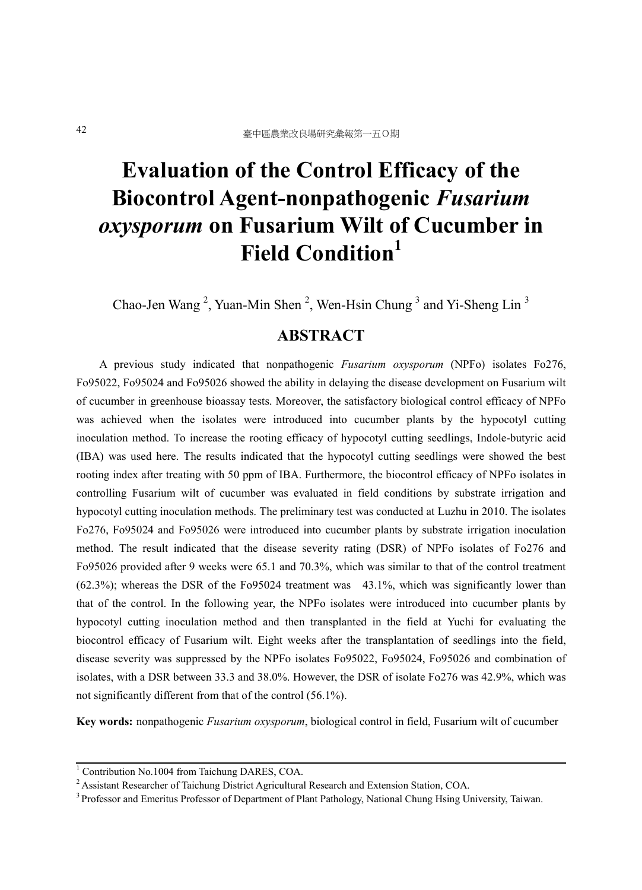# Evaluation of the Control Efficacy of the Biocontrol Agent-nonpathogenic *Fusarium oxysporum* on Fusarium Wilt of Cucumber in Field Condition[1]

Chao-Jen Wang [2], Yuan-Min Shen [2], Wen-Hsin Chung [3] and Yi-Sheng Lin [3]

## ABSTRACT

A previous study indicated that nonpathogenic *Fusarium oxysporum* (NPFo) isolates Fo276, Fo95022, Fo95024 and Fo95026 showed the ability in delaying the disease development on Fusarium wilt of cucumber in greenhouse bioassay tests. Moreover, the satisfactory biological control efficacy of NPFo was achieved when the isolates were introduced into cucumber plants by the hypocotyl cutting inoculation method. To increase the rooting efficacy of hypocotyl cutting seedlings, Indole-butyric acid (IBA) was used here. The results indicated that the hypocotyl cutting seedlings were showed the best rooting index after treating with 50 ppm of IBA. Furthermore, the biocontrol efficacy of NPFo isolates in controlling Fusarium wilt of cucumber was evaluated in field conditions by substrate irrigation and hypocotyl cutting inoculation methods. The preliminary test was conducted at Luzhu in 2010. The isolates Fo276, Fo95024 and Fo95026 were introduced into cucumber plants by substrate irrigation inoculation method. The result indicated that the disease severity rating (DSR) of NPFo isolates of Fo276 and Fo95026 provided after 9 weeks were 65.1 and 70.3%, which was similar to that of the control treatment (62.3%); whereas the DSR of the Fo95024 treatment was 43.1%, which was significantly lower than that of the control. In the following year, the NPFo isolates were introduced into cucumber plants by hypocotyl cutting inoculation method and then transplanted in the field at Yuchi for evaluating the biocontrol efficacy of Fusarium wilt. Eight weeks after the transplantation of seedlings into the field, disease severity was suppressed by the NPFo isolates Fo95022, Fo95024, Fo95026 and combination of isolates, with a DSR between 33.3 and 38.0%. However, the DSR of isolate Fo276 was 42.9%, which was not significantly different from that of the control (56.1%).

**Key words:** nonpathogenic *Fusarium oxysporum*, biological control in field, Fusarium wilt of cucumber

---

[1] Contribution No.1004 from Taichung DARES, COA.

[2] Assistant Researcher of Taichung District Agricultural Research and Extension Station, COA.

[3] Professor and Emeritus Professor of Department of Plant Pathology, National Chung Hsing University, Taiwan.